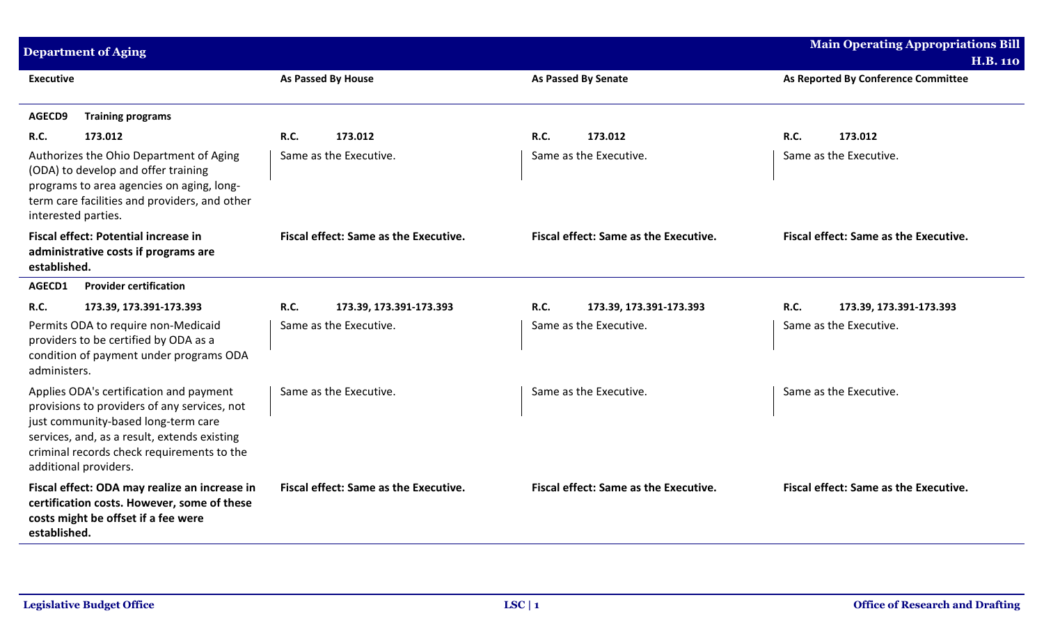| Executive | As Passed By House | As Passed By Senate | As Reported By Conference Committee |
|---|---|---|---|
| **AGECD9 Training programs** | | | |
| **R.C. 173.012** | **R.C. 173.012** | **R.C. 173.012** | **R.C. 173.012** |
| Authorizes the Ohio Department of Aging (ODA) to develop and offer training programs to area agencies on aging, long-term care facilities and providers, and other interested parties. | Same as the Executive. | Same as the Executive. | Same as the Executive. |
| **Fiscal effect: Potential increase in administrative costs if programs are established.** | **Fiscal effect: Same as the Executive.** | **Fiscal effect: Same as the Executive.** | **Fiscal effect: Same as the Executive.** |
| **AGECD1 Provider certification** | | | |
| **R.C. 173.39, 173.391-173.393** | **R.C. 173.39, 173.391-173.393** | **R.C. 173.39, 173.391-173.393** | **R.C. 173.39, 173.391-173.393** |
| Permits ODA to require non-Medicaid providers to be certified by ODA as a condition of payment under programs ODA administers. | Same as the Executive. | Same as the Executive. | Same as the Executive. |
| Applies ODA's certification and payment provisions to providers of any services, not just community-based long-term care services, and, as a result, extends existing criminal records check requirements to the additional providers. | Same as the Executive. | Same as the Executive. | Same as the Executive. |
| **Fiscal effect: ODA may realize an increase in certification costs. However, some of these costs might be offset if a fee were established.** | **Fiscal effect: Same as the Executive.** | **Fiscal effect: Same as the Executive.** | **Fiscal effect: Same as the Executive.** |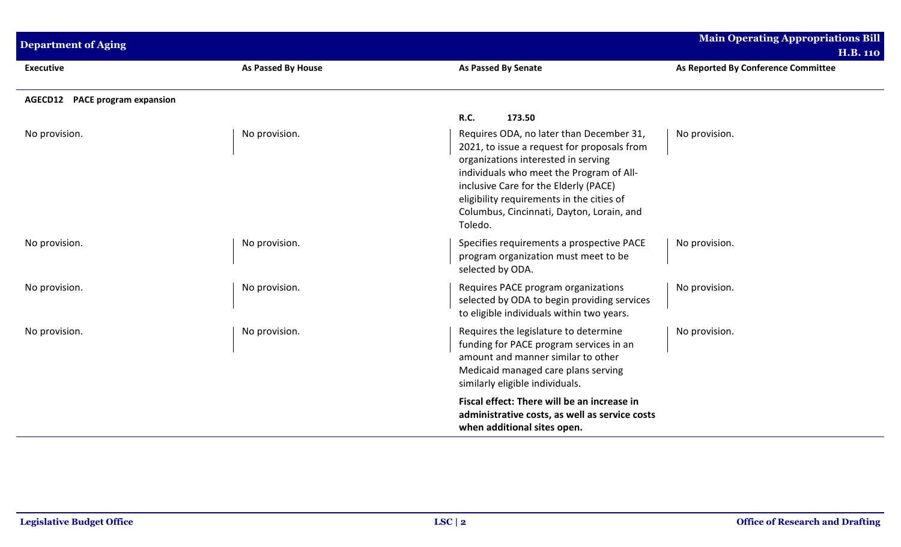| Executive | As Passed By House | As Passed By Senate | As Reported By Conference Committee |
|---|---|---|---|
| **AGECD12 PACE program expansion** | | | |
| | | **R.C. 173.50** | |
| No provision. | No provision. | Requires ODA, no later than December 31, 2021, to issue a request for proposals from organizations interested in serving individuals who meet the Program of All-inclusive Care for the Elderly (PACE) eligibility requirements in the cities of Columbus, Cincinnati, Dayton, Lorain, and Toledo. | No provision. |
| No provision. | No provision. | Specifies requirements a prospective PACE program organization must meet to be selected by ODA. | No provision. |
| No provision. | No provision. | Requires PACE program organizations selected by ODA to begin providing services to eligible individuals within two years. | No provision. |
| No provision. | No provision. | Requires the legislature to determine funding for PACE program services in an amount and manner similar to other Medicaid managed care plans serving similarly eligible individuals. | No provision. |
| | | **Fiscal effect: There will be an increase in administrative costs, as well as service costs when additional sites open.** | |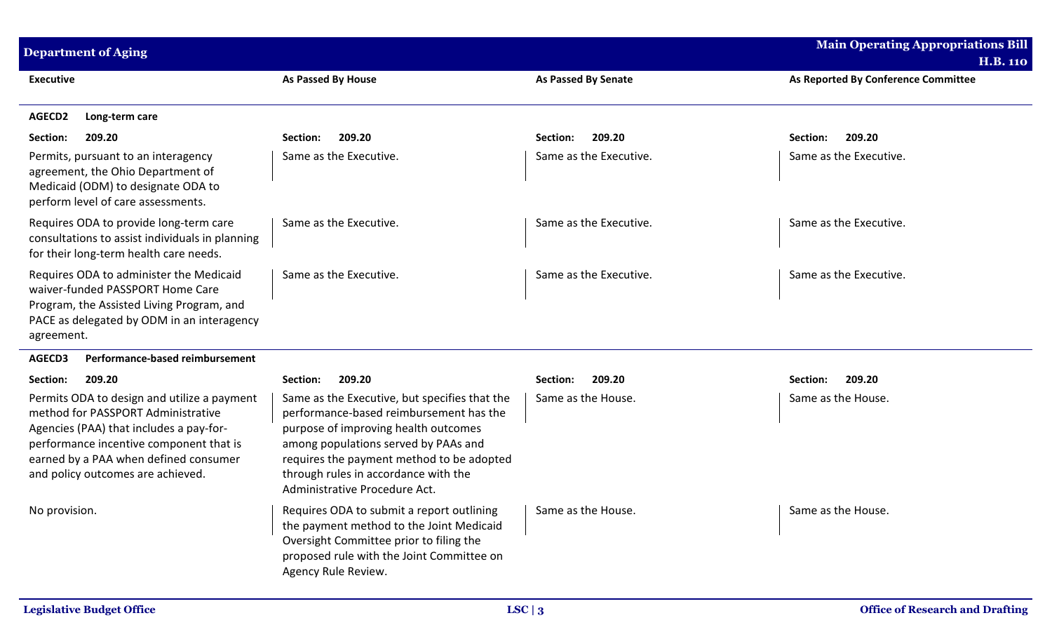| Executive | As Passed By House | As Passed By Senate | As Reported By Conference Committee |
|---|---|---|---|
| **AGECD2 Long-term care** | | | |
| **Section: 209.20** | **Section: 209.20** | **Section: 209.20** | **Section: 209.20** |
| Permits, pursuant to an interagency agreement, the Ohio Department of Medicaid (ODM) to designate ODA to perform level of care assessments. | Same as the Executive. | Same as the Executive. | Same as the Executive. |
| Requires ODA to provide long-term care consultations to assist individuals in planning for their long-term health care needs. | Same as the Executive. | Same as the Executive. | Same as the Executive. |
| Requires ODA to administer the Medicaid waiver-funded PASSPORT Home Care Program, the Assisted Living Program, and PACE as delegated by ODM in an interagency agreement. | Same as the Executive. | Same as the Executive. | Same as the Executive. |
| **AGECD3 Performance-based reimbursement** | | | |
| **Section: 209.20** | **Section: 209.20** | **Section: 209.20** | **Section: 209.20** |
| Permits ODA to design and utilize a payment method for PASSPORT Administrative Agencies (PAA) that includes a pay-for-performance incentive component that is earned by a PAA when defined consumer and policy outcomes are achieved. | Same as the Executive, but specifies that the performance-based reimbursement has the purpose of improving health outcomes among populations served by PAAs and requires the payment method to be adopted through rules in accordance with the Administrative Procedure Act. | Same as the House. | Same as the House. |
| No provision. | Requires ODA to submit a report outlining the payment method to the Joint Medicaid Oversight Committee prior to filing the proposed rule with the Joint Committee on Agency Rule Review. | Same as the House. | Same as the House. |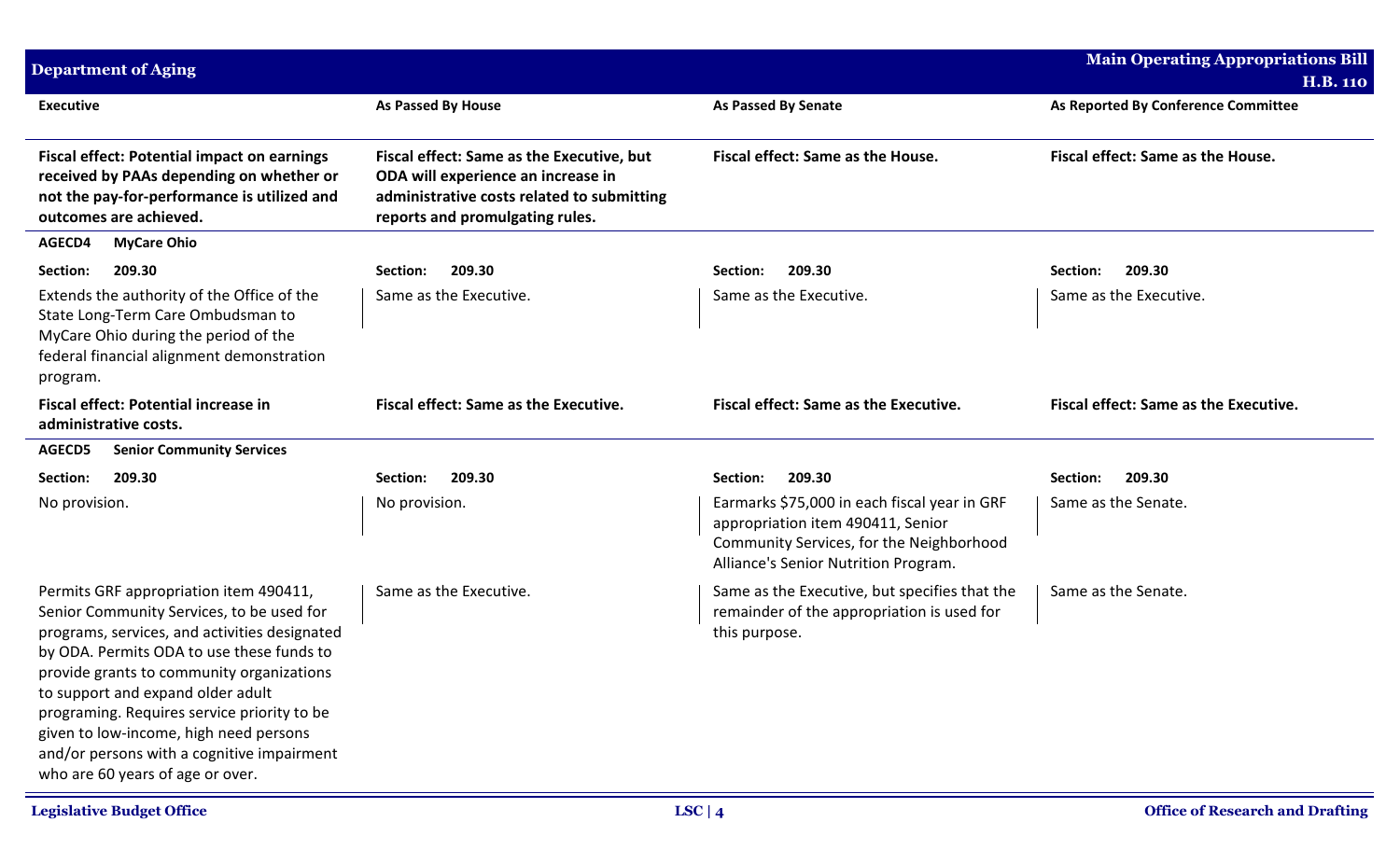| Executive | As Passed By House | As Passed By Senate | As Reported By Conference Committee |
|---|---|---|---|
| **Fiscal effect: Potential impact on earnings received by PAAs depending on whether or not the pay-for-performance is utilized and outcomes are achieved.** | **Fiscal effect: Same as the Executive, but ODA will experience an increase in administrative costs related to submitting reports and promulgating rules.** | **Fiscal effect: Same as the House.** | **Fiscal effect: Same as the House.** |
| **AGECD4 MyCare Ohio** | | | |
| **Section: 209.30** | **Section: 209.30** | **Section: 209.30** | **Section: 209.30** |
| Extends the authority of the Office of the State Long-Term Care Ombudsman to MyCare Ohio during the period of the federal financial alignment demonstration program. | Same as the Executive. | Same as the Executive. | Same as the Executive. |
| **Fiscal effect: Potential increase in administrative costs.** | **Fiscal effect: Same as the Executive.** | **Fiscal effect: Same as the Executive.** | **Fiscal effect: Same as the Executive.** |
| **AGECD5 Senior Community Services** | | | |
| **Section: 209.30** | **Section: 209.30** | **Section: 209.30** | **Section: 209.30** |
| No provision. | No provision. | Earmarks $75,000 in each fiscal year in GRF appropriation item 490411, Senior Community Services, for the Neighborhood Alliance's Senior Nutrition Program. | Same as the Senate. |
| Permits GRF appropriation item 490411, Senior Community Services, to be used for programs, services, and activities designated by ODA. Permits ODA to use these funds to provide grants to community organizations to support and expand older adult programing. Requires service priority to be given to low-income, high need persons and/or persons with a cognitive impairment who are 60 years of age or over. | Same as the Executive. | Same as the Executive, but specifies that the remainder of the appropriation is used for this purpose. | Same as the Senate. |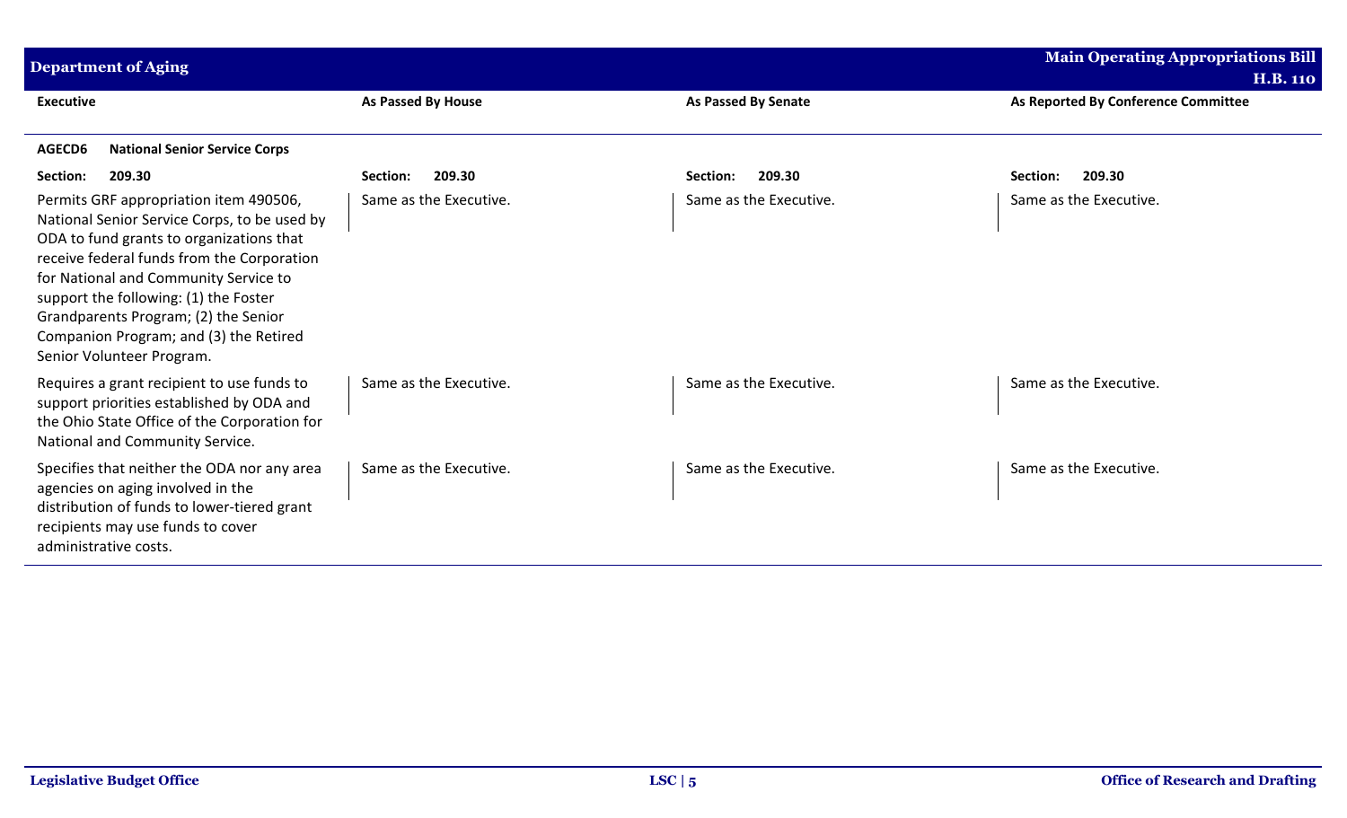| Executive | As Passed By House | As Passed By Senate | As Reported By Conference Committee |
|---|---|---|---|
| **AGECD6 National Senior Service Corps** | | | |
| **Section: 209.30** | **Section: 209.30** | **Section: 209.30** | **Section: 209.30** |
| Permits GRF appropriation item 490506, National Senior Service Corps, to be used by ODA to fund grants to organizations that receive federal funds from the Corporation for National and Community Service to support the following: (1) the Foster Grandparents Program; (2) the Senior Companion Program; and (3) the Retired Senior Volunteer Program. | Same as the Executive. | Same as the Executive. | Same as the Executive. |
| Requires a grant recipient to use funds to support priorities established by ODA and the Ohio State Office of the Corporation for National and Community Service. | Same as the Executive. | Same as the Executive. | Same as the Executive. |
| Specifies that neither the ODA nor any area agencies on aging involved in the distribution of funds to lower-tiered grant recipients may use funds to cover administrative costs. | Same as the Executive. | Same as the Executive. | Same as the Executive. |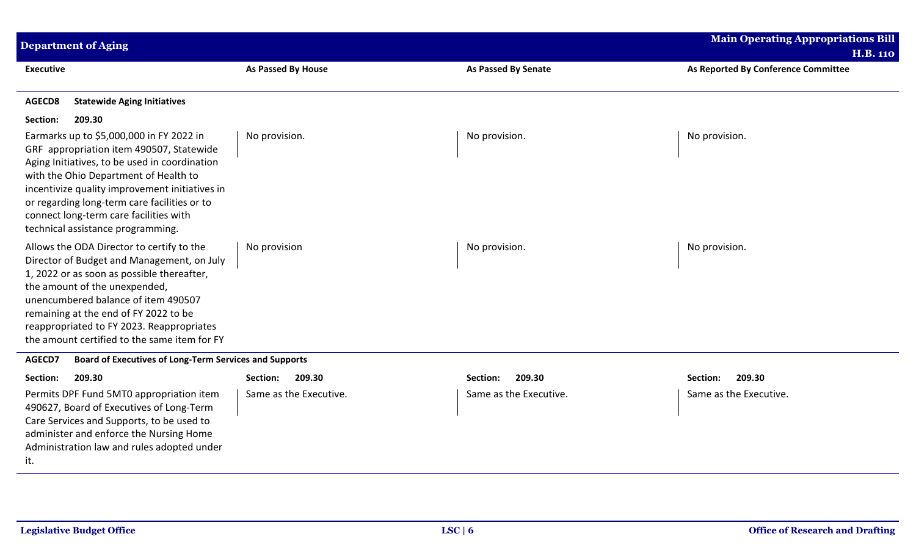| Executive | As Passed By House | As Passed By Senate | As Reported By Conference Committee |
|---|---|---|---|
| **AGECD8 Statewide Aging Initiatives** | | | |
| **Section: 209.30** | | | |
| Earmarks up to $5,000,000 in FY 2022 in GRF appropriation item 490507, Statewide Aging Initiatives, to be used in coordination with the Ohio Department of Health to incentivize quality improvement initiatives in or regarding long-term care facilities or to connect long-term care facilities with technical assistance programming. | No provision. | No provision. | No provision. |
| Allows the ODA Director to certify to the Director of Budget and Management, on July 1, 2022 or as soon as possible thereafter, the amount of the unexpended, unencumbered balance of item 490507 remaining at the end of FY 2022 to be reappropriated to FY 2023. Reappropriates the amount certified to the same item for FY | No provision | No provision. | No provision. |
| **AGECD7 Board of Executives of Long-Term Services and Supports** | | | |
| **Section: 209.30** | **Section: 209.30** | **Section: 209.30** | **Section: 209.30** |
| Permits DPF Fund 5MT0 appropriation item 490627, Board of Executives of Long-Term Care Services and Supports, to be used to administer and enforce the Nursing Home Administration law and rules adopted under it. | Same as the Executive. | Same as the Executive. | Same as the Executive. |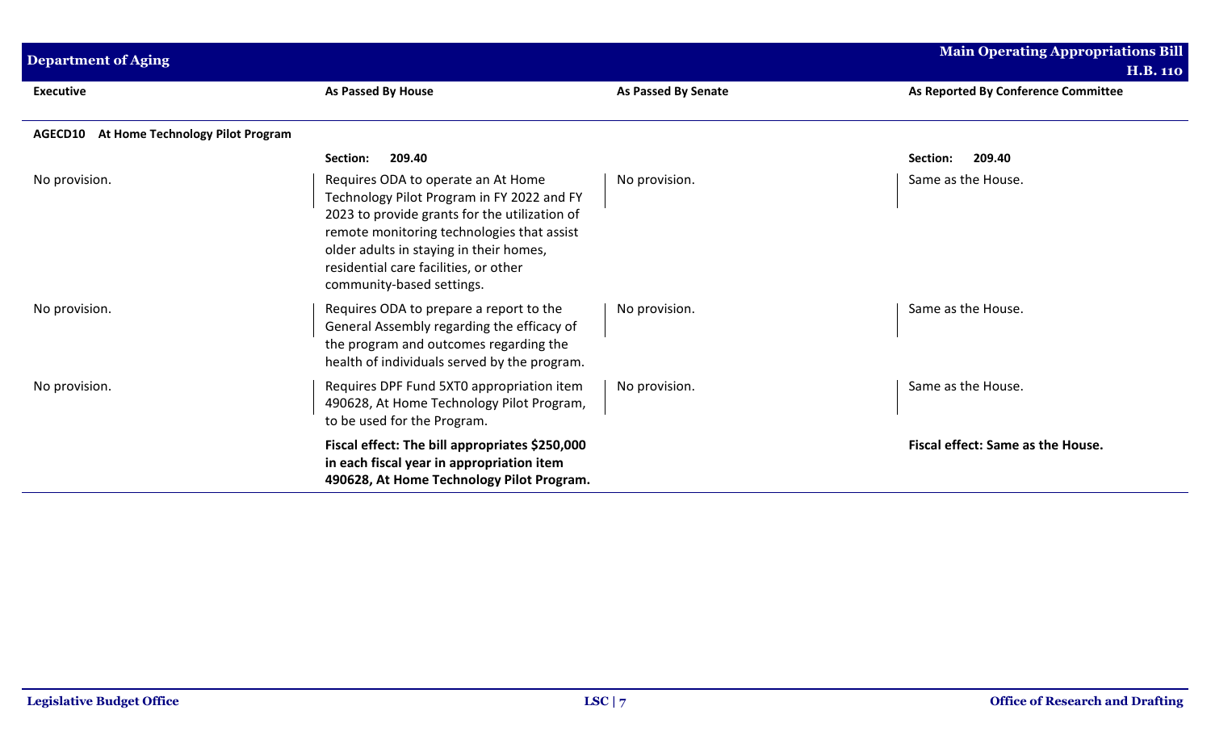| Executive | As Passed By House | As Passed By Senate | As Reported By Conference Committee |
|---|---|---|---|
| **AGECD10 At Home Technology Pilot Program** | | | |
| | **Section: 209.40** | | **Section: 209.40** |
| No provision. | Requires ODA to operate an At Home Technology Pilot Program in FY 2022 and FY 2023 to provide grants for the utilization of remote monitoring technologies that assist older adults in staying in their homes, residential care facilities, or other community-based settings. | No provision. | Same as the House. |
| No provision. | Requires ODA to prepare a report to the General Assembly regarding the efficacy of the program and outcomes regarding the health of individuals served by the program. | No provision. | Same as the House. |
| No provision. | Requires DPF Fund 5XT0 appropriation item 490628, At Home Technology Pilot Program, to be used for the Program. | No provision. | Same as the House. |
| | **Fiscal effect: The bill appropriates $250,000 in each fiscal year in appropriation item 490628, At Home Technology Pilot Program.** | | **Fiscal effect: Same as the House.** |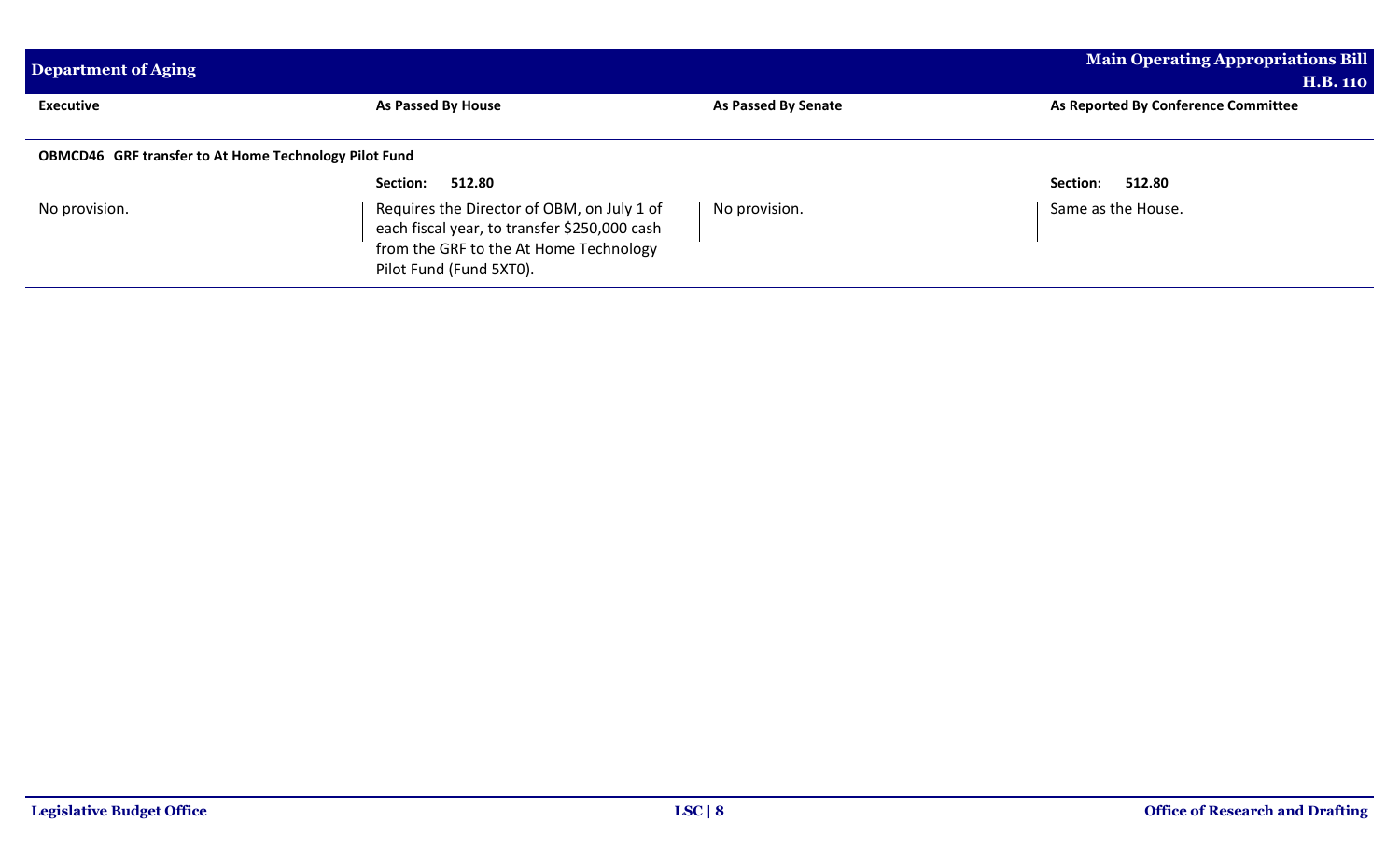| Executive | As Passed By House | As Passed By Senate | As Reported By Conference Committee |
|---|---|---|---|
| **OBMCD46 GRF transfer to At Home Technology Pilot Fund** | | | |
| | **Section: 512.80** | | **Section: 512.80** |
| No provision. | Requires the Director of OBM, on July 1 of each fiscal year, to transfer $250,000 cash from the GRF to the At Home Technology Pilot Fund (Fund 5XT0). | No provision. | Same as the House. |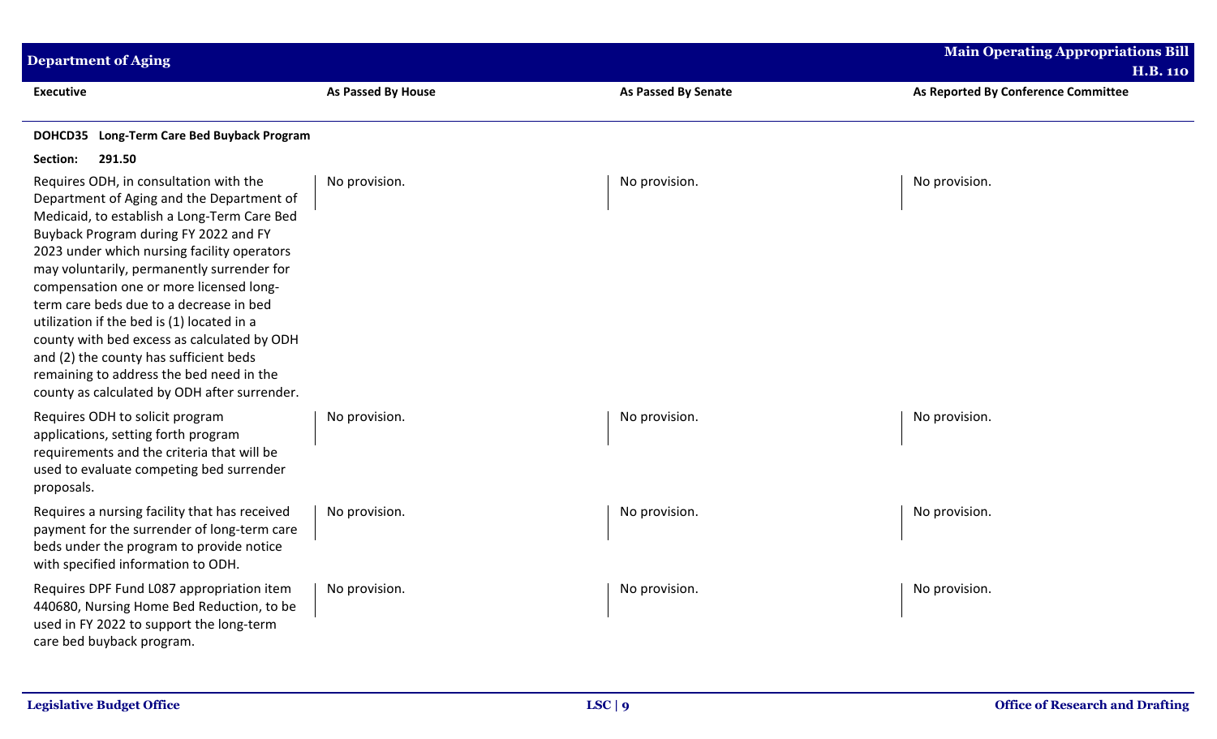| Executive | As Passed By House | As Passed By Senate | As Reported By Conference Committee |
|---|---|---|---|
| **DOHCD35 Long-Term Care Bed Buyback Program** | | | |
| **Section: 291.50** | | | |
| Requires ODH, in consultation with the Department of Aging and the Department of Medicaid, to establish a Long-Term Care Bed Buyback Program during FY 2022 and FY 2023 under which nursing facility operators may voluntarily, permanently surrender for compensation one or more licensed long-term care beds due to a decrease in bed utilization if the bed is (1) located in a county with bed excess as calculated by ODH and (2) the county has sufficient beds remaining to address the bed need in the county as calculated by ODH after surrender. | No provision. | No provision. | No provision. |
| Requires ODH to solicit program applications, setting forth program requirements and the criteria that will be used to evaluate competing bed surrender proposals. | No provision. | No provision. | No provision. |
| Requires a nursing facility that has received payment for the surrender of long-term care beds under the program to provide notice with specified information to ODH. | No provision. | No provision. | No provision. |
| Requires DPF Fund L087 appropriation item 440680, Nursing Home Bed Reduction, to be used in FY 2022 to support the long-term care bed buyback program. | No provision. | No provision. | No provision. |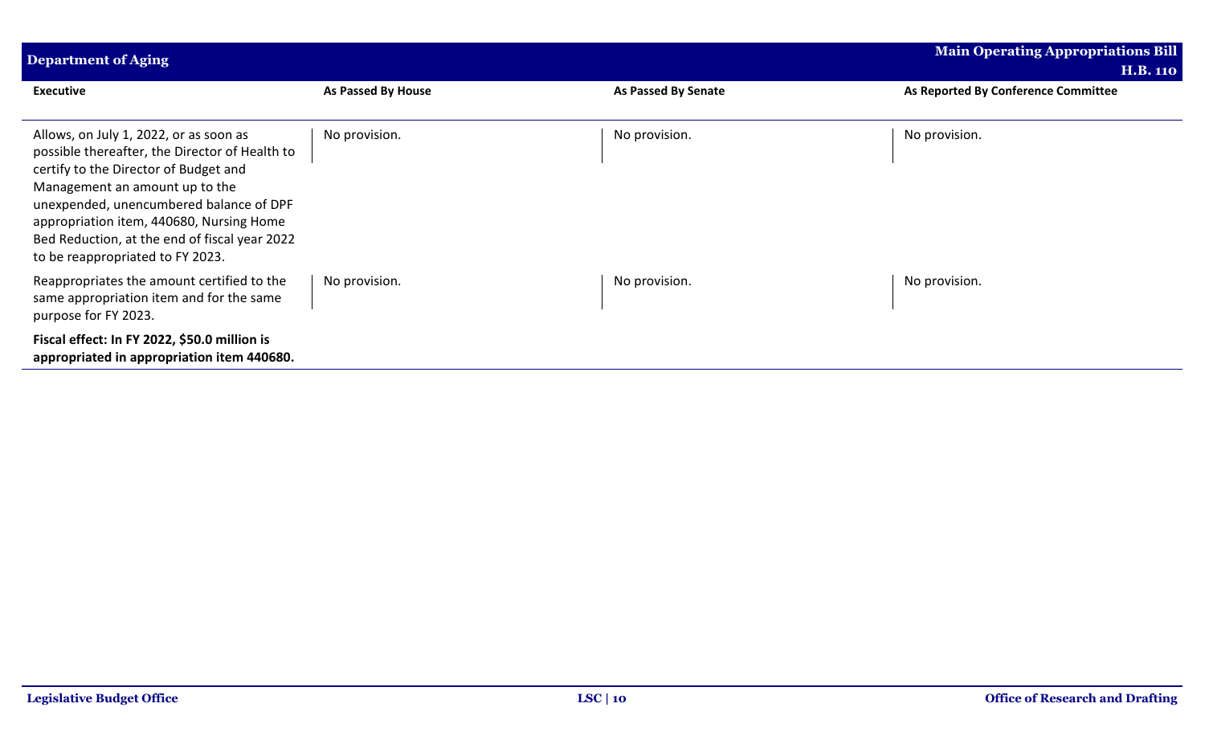| Executive | As Passed By House | As Passed By Senate | As Reported By Conference Committee |
|---|---|---|---|
| Allows, on July 1, 2022, or as soon as possible thereafter, the Director of Health to certify to the Director of Budget and Management an amount up to the unexpended, unencumbered balance of DPF appropriation item, 440680, Nursing Home Bed Reduction, at the end of fiscal year 2022 to be reappropriated to FY 2023. | No provision. | No provision. | No provision. |
| Reappropriates the amount certified to the same appropriation item and for the same purpose for FY 2023. | No provision. | No provision. | No provision. |
| **Fiscal effect: In FY 2022, $50.0 million is appropriated in appropriation item 440680.** | | | |